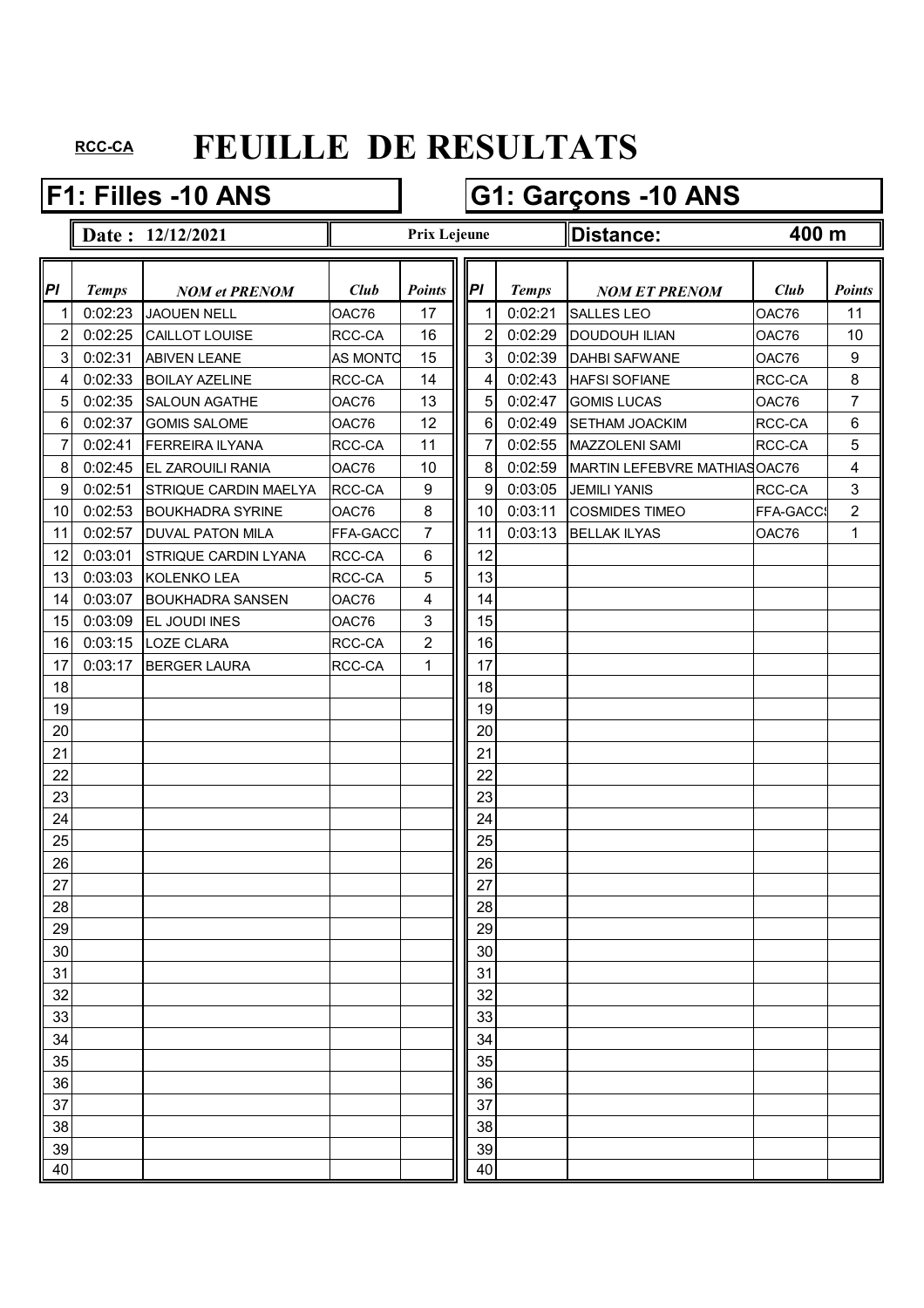RCC-CA

# FEUILLE DE RESULTATS

## F1: Filles -10 ANS

## G1: Garçons -10 ANS

**Date : 12/12/2021** — **Prix Lejeune** — **Distance: 400 m**

| Pl | Temps | NOM et PRENOM | Club | Points | Pl | Temps | NOM ET PRENOM | Club | Points |
|---|---|---|---|---|---|---|---|---|---|
| 1 | 0:02:23 | JAOUEN NELL | OAC76 | 17 | 1 | 0:02:21 | SALLES LEO | OAC76 | 11 |
| 2 | 0:02:25 | CAILLOT LOUISE | RCC-CA | 16 | 2 | 0:02:29 | DOUDOUH ILIAN | OAC76 | 10 |
| 3 | 0:02:31 | ABIVEN LEANE | AS MONTC | 15 | 3 | 0:02:39 | DAHBI SAFWANE | OAC76 | 9 |
| 4 | 0:02:33 | BOILAY AZELINE | RCC-CA | 14 | 4 | 0:02:43 | HAFSI SOFIANE | RCC-CA | 8 |
| 5 | 0:02:35 | SALOUN AGATHE | OAC76 | 13 | 5 | 0:02:47 | GOMIS LUCAS | OAC76 | 7 |
| 6 | 0:02:37 | GOMIS SALOME | OAC76 | 12 | 6 | 0:02:49 | SETHAM JOACKIM | RCC-CA | 6 |
| 7 | 0:02:41 | FERREIRA ILYANA | RCC-CA | 11 | 7 | 0:02:55 | MAZZOLENI SAMI | RCC-CA | 5 |
| 8 | 0:02:45 | EL ZAROUILI RANIA | OAC76 | 10 | 8 | 0:02:59 | MARTIN LEFEBVRE MATHIAS | OAC76 | 4 |
| 9 | 0:02:51 | STRIQUE CARDIN MAELYA | RCC-CA | 9 | 9 | 0:03:05 | JEMILI YANIS | RCC-CA | 3 |
| 10 | 0:02:53 | BOUKHADRA SYRINE | OAC76 | 8 | 10 | 0:03:11 | COSMIDES TIMEO | FFA-GACC | 2 |
| 11 | 0:02:57 | DUVAL PATON MILA | FFA-GACC | 7 | 11 | 0:03:13 | BELLAK ILYAS | OAC76 | 1 |
| 12 | 0:03:01 | STRIQUE CARDIN LYANA | RCC-CA | 6 | 12 | | | | |
| 13 | 0:03:03 | KOLENKO LEA | RCC-CA | 5 | 13 | | | | |
| 14 | 0:03:07 | BOUKHADRA SANSEN | OAC76 | 4 | 14 | | | | |
| 15 | 0:03:09 | EL JOUDI INES | OAC76 | 3 | 15 | | | | |
| 16 | 0:03:15 | LOZE CLARA | RCC-CA | 2 | 16 | | | | |
| 17 | 0:03:17 | BERGER LAURA | RCC-CA | 1 | 17 | | | | |
| 18 | | | | | 18 | | | | |
| 19 | | | | | 19 | | | | |
| 20 | | | | | 20 | | | | |
| 21 | | | | | 21 | | | | |
| 22 | | | | | 22 | | | | |
| 23 | | | | | 23 | | | | |
| 24 | | | | | 24 | | | | |
| 25 | | | | | 25 | | | | |
| 26 | | | | | 26 | | | | |
| 27 | | | | | 27 | | | | |
| 28 | | | | | 28 | | | | |
| 29 | | | | | 29 | | | | |
| 30 | | | | | 30 | | | | |
| 31 | | | | | 31 | | | | |
| 32 | | | | | 32 | | | | |
| 33 | | | | | 33 | | | | |
| 34 | | | | | 34 | | | | |
| 35 | | | | | 35 | | | | |
| 36 | | | | | 36 | | | | |
| 37 | | | | | 37 | | | | |
| 38 | | | | | 38 | | | | |
| 39 | | | | | 39 | | | | |
| 40 | | | | | 40 | | | | |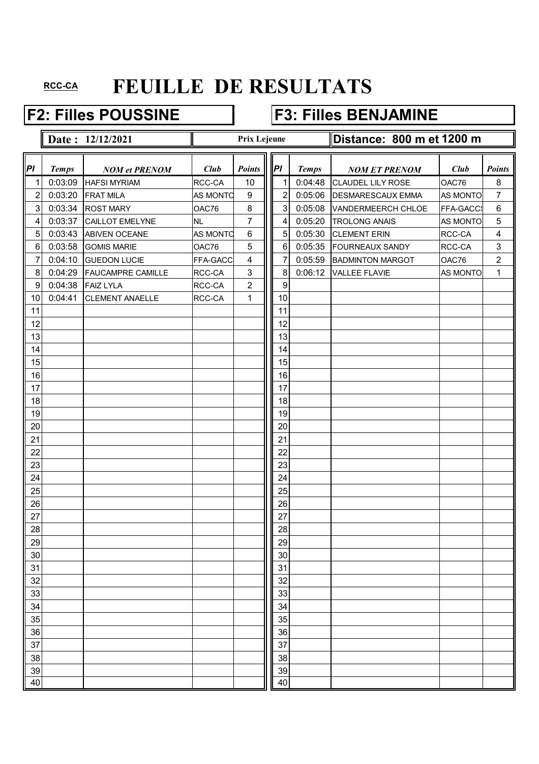RCC-CA

# FEUILLE DE RESULTATS

## F2: Filles POUSSINE

## F3: Filles BENJAMINE

**Date : 12/12/2021** | **Prix Lejeune** | **Distance: 800 m et 1200 m**

| Pl | Temps | NOM et PRENOM | Club | Points | Pl | Temps | NOM ET PRENOM | Club | Points |
|---|---|---|---|---|---|---|---|---|---|
| 1 | 0:03:09 | HAFSI MYRIAM | RCC-CA | 10 | 1 | 0:04:48 | CLAUDEL LILY ROSE | OAC76 | 8 |
| 2 | 0:03:20 | FRAT MILA | AS MONTO | 9 | 2 | 0:05:06 | DESMARESCAUX EMMA | AS MONTO | 7 |
| 3 | 0:03:34 | ROST MARY | OAC76 | 8 | 3 | 0:05:08 | VANDERMEERCH CHLOE | FFA-GACC | 6 |
| 4 | 0:03:37 | CAILLOT EMELYNE | NL | 7 | 4 | 0:05:20 | TROLONG ANAIS | AS MONTO | 5 |
| 5 | 0:03:43 | ABIVEN OCEANE | AS MONTO | 6 | 5 | 0:05:30 | CLEMENT ERIN | RCC-CA | 4 |
| 6 | 0:03:58 | GOMIS MARIE | OAC76 | 5 | 6 | 0:05:35 | FOURNEAUX SANDY | RCC-CA | 3 |
| 7 | 0:04:10 | GUEDON LUCIE | FFA-GACC | 4 | 7 | 0:05:59 | BADMINTON MARGOT | OAC76 | 2 |
| 8 | 0:04:29 | FAUCAMPRE CAMILLE | RCC-CA | 3 | 8 | 0:06:12 | VALLEE FLAVIE | AS MONTO | 1 |
| 9 | 0:04:38 | FAIZ LYLA | RCC-CA | 2 | 9 | | | | |
| 10 | 0:04:41 | CLEMENT ANAELLE | RCC-CA | 1 | 10 | | | | |
| 11 | | | | | 11 | | | | |
| 12 | | | | | 12 | | | | |
| 13 | | | | | 13 | | | | |
| 14 | | | | | 14 | | | | |
| 15 | | | | | 15 | | | | |
| 16 | | | | | 16 | | | | |
| 17 | | | | | 17 | | | | |
| 18 | | | | | 18 | | | | |
| 19 | | | | | 19 | | | | |
| 20 | | | | | 20 | | | | |
| 21 | | | | | 21 | | | | |
| 22 | | | | | 22 | | | | |
| 23 | | | | | 23 | | | | |
| 24 | | | | | 24 | | | | |
| 25 | | | | | 25 | | | | |
| 26 | | | | | 26 | | | | |
| 27 | | | | | 27 | | | | |
| 28 | | | | | 28 | | | | |
| 29 | | | | | 29 | | | | |
| 30 | | | | | 30 | | | | |
| 31 | | | | | 31 | | | | |
| 32 | | | | | 32 | | | | |
| 33 | | | | | 33 | | | | |
| 34 | | | | | 34 | | | | |
| 35 | | | | | 35 | | | | |
| 36 | | | | | 36 | | | | |
| 37 | | | | | 37 | | | | |
| 38 | | | | | 38 | | | | |
| 39 | | | | | 39 | | | | |
| 40 | | | | | 40 | | | | |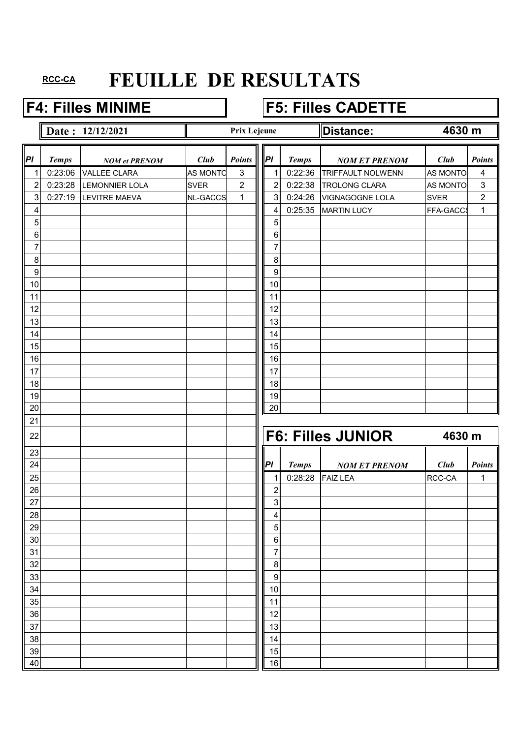RCC-CA

# FEUILLE DE RESULTATS

## F4: Filles MINIME

**Date : 12/12/2021** — **Prix Lejeune**

| Pl | Temps | NOM et PRENOM | Club | Points |
|---|---|---|---|---|
| 1 | 0:23:06 | VALLEE CLARA | AS MONTO | 3 |
| 2 | 0:23:28 | LEMONNIER LOLA | SVER | 2 |
| 3 | 0:27:19 | LEVITRE MAEVA | NL-GACCS | 1 |
| 4 | | | | |
| 5 | | | | |
| 6 | | | | |
| 7 | | | | |
| 8 | | | | |
| 9 | | | | |
| 10 | | | | |
| 11 | | | | |
| 12 | | | | |
| 13 | | | | |
| 14 | | | | |
| 15 | | | | |
| 16 | | | | |
| 17 | | | | |
| 18 | | | | |
| 19 | | | | |
| 20 | | | | |
| 21 | | | | |
| 22 | | | | |
| 23 | | | | |
| 24 | | | | |
| 25 | | | | |
| 26 | | | | |
| 27 | | | | |
| 28 | | | | |
| 29 | | | | |
| 30 | | | | |
| 31 | | | | |
| 32 | | | | |
| 33 | | | | |
| 34 | | | | |
| 35 | | | | |
| 36 | | | | |
| 37 | | | | |
| 38 | | | | |
| 39 | | | | |
| 40 | | | | |

## F5: Filles CADETTE

**Distance: 4630 m**

| Pl | Temps | NOM ET PRENOM | Club | Points |
|---|---|---|---|---|
| 1 | 0:22:36 | TRIFFAULT NOLWENN | AS MONTO | 4 |
| 2 | 0:22:38 | TROLONG CLARA | AS MONTO | 3 |
| 3 | 0:24:26 | VIGNAGOGNE LOLA | SVER | 2 |
| 4 | 0:25:35 | MARTIN LUCY | FFA-GACCS | 1 |
| 5 | | | | |
| 6 | | | | |
| 7 | | | | |
| 8 | | | | |
| 9 | | | | |
| 10 | | | | |
| 11 | | | | |
| 12 | | | | |
| 13 | | | | |
| 14 | | | | |
| 15 | | | | |
| 16 | | | | |
| 17 | | | | |
| 18 | | | | |
| 19 | | | | |
| 20 | | | | |

## F6: Filles JUNIOR

**4630 m**

| Pl | Temps | NOM ET PRENOM | Club | Points |
|---|---|---|---|---|
| 1 | 0:28:28 | FAIZ LEA | RCC-CA | 1 |
| 2 | | | | |
| 3 | | | | |
| 4 | | | | |
| 5 | | | | |
| 6 | | | | |
| 7 | | | | |
| 8 | | | | |
| 9 | | | | |
| 10 | | | | |
| 11 | | | | |
| 12 | | | | |
| 13 | | | | |
| 14 | | | | |
| 15 | | | | |
| 16 | | | | |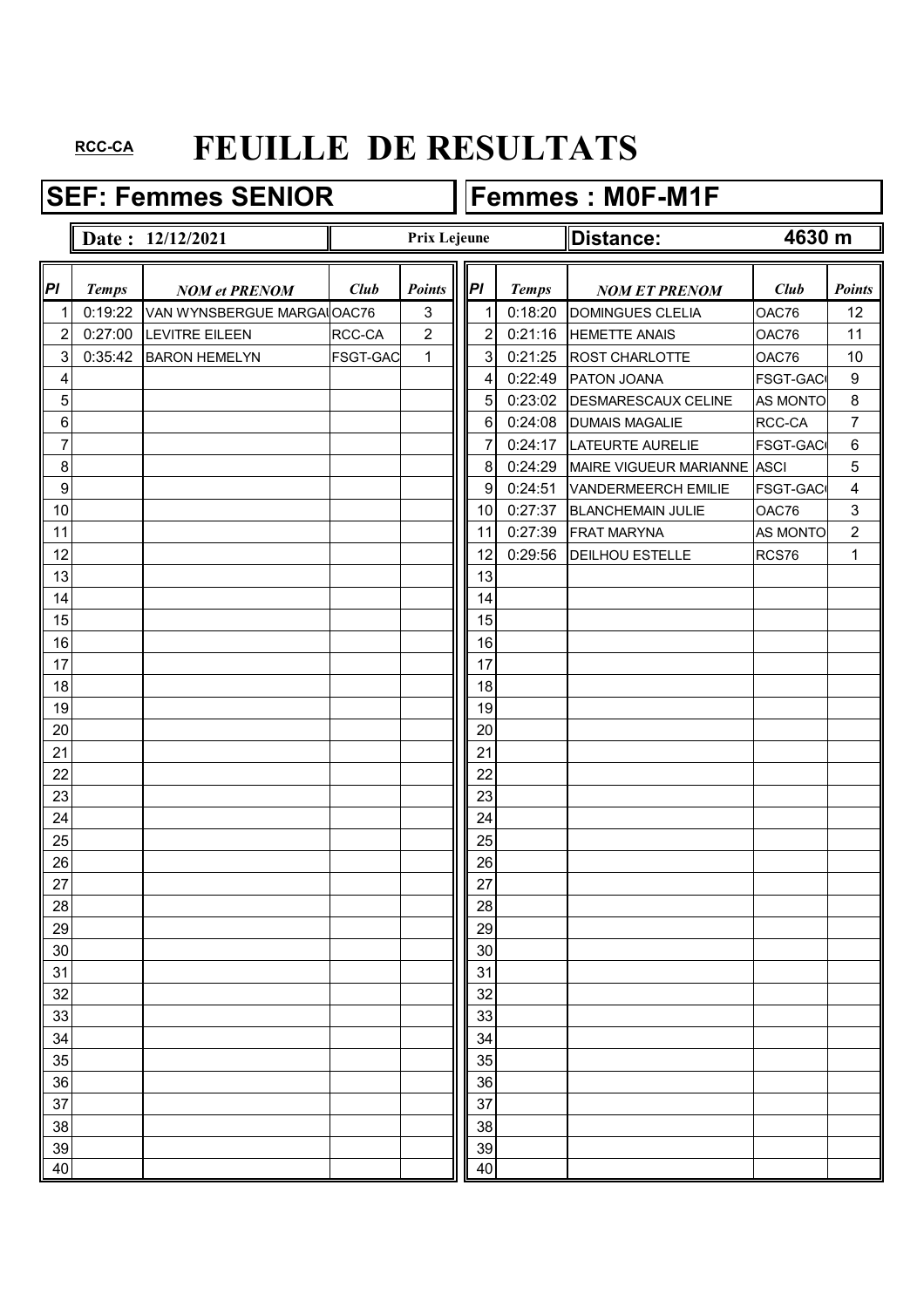RCC-CA

# FEUILLE DE RESULTATS

## SEF: Femmes SENIOR

**Date : 12/12/2021** — **Prix Lejeune**

| Pl | Temps | NOM et PRENOM | Club | Points |
|---|---|---|---|---|
| 1 | 0:19:22 | VAN WYNSBERGUE MARGA | OAC76 | 3 |
| 2 | 0:27:00 | LEVITRE EILEEN | RCC-CA | 2 |
| 3 | 0:35:42 | BARON HEMELYN | FSGT-GAC | 1 |
| 4 | | | | |
| 5 | | | | |
| 6 | | | | |
| 7 | | | | |
| 8 | | | | |
| 9 | | | | |
| 10 | | | | |
| 11 | | | | |
| 12 | | | | |
| 13 | | | | |
| 14 | | | | |
| 15 | | | | |
| 16 | | | | |
| 17 | | | | |
| 18 | | | | |
| 19 | | | | |
| 20 | | | | |
| 21 | | | | |
| 22 | | | | |
| 23 | | | | |
| 24 | | | | |
| 25 | | | | |
| 26 | | | | |
| 27 | | | | |
| 28 | | | | |
| 29 | | | | |
| 30 | | | | |
| 31 | | | | |
| 32 | | | | |
| 33 | | | | |
| 34 | | | | |
| 35 | | | | |
| 36 | | | | |
| 37 | | | | |
| 38 | | | | |
| 39 | | | | |
| 40 | | | | |

## Femmes : M0F-M1F

**Distance: 4630 m**

| Pl | Temps | NOM ET PRENOM | Club | Points |
|---|---|---|---|---|
| 1 | 0:18:20 | DOMINGUES CLELIA | OAC76 | 12 |
| 2 | 0:21:16 | HEMETTE ANAIS | OAC76 | 11 |
| 3 | 0:21:25 | ROST CHARLOTTE | OAC76 | 10 |
| 4 | 0:22:49 | PATON JOANA | FSGT-GAC | 9 |
| 5 | 0:23:02 | DESMARESCAUX CELINE | AS MONTO | 8 |
| 6 | 0:24:08 | DUMAIS MAGALIE | RCC-CA | 7 |
| 7 | 0:24:17 | LATEURTE AURELIE | FSGT-GAC | 6 |
| 8 | 0:24:29 | MAIRE VIGUEUR MARIANNE | ASCI | 5 |
| 9 | 0:24:51 | VANDERMEERCH EMILIE | FSGT-GAC | 4 |
| 10 | 0:27:37 | BLANCHEMAIN JULIE | OAC76 | 3 |
| 11 | 0:27:39 | FRAT MARYNA | AS MONTO | 2 |
| 12 | 0:29:56 | DEILHOU ESTELLE | RCS76 | 1 |
| 13 | | | | |
| 14 | | | | |
| 15 | | | | |
| 16 | | | | |
| 17 | | | | |
| 18 | | | | |
| 19 | | | | |
| 20 | | | | |
| 21 | | | | |
| 22 | | | | |
| 23 | | | | |
| 24 | | | | |
| 25 | | | | |
| 26 | | | | |
| 27 | | | | |
| 28 | | | | |
| 29 | | | | |
| 30 | | | | |
| 31 | | | | |
| 32 | | | | |
| 33 | | | | |
| 34 | | | | |
| 35 | | | | |
| 36 | | | | |
| 37 | | | | |
| 38 | | | | |
| 39 | | | | |
| 40 | | | | |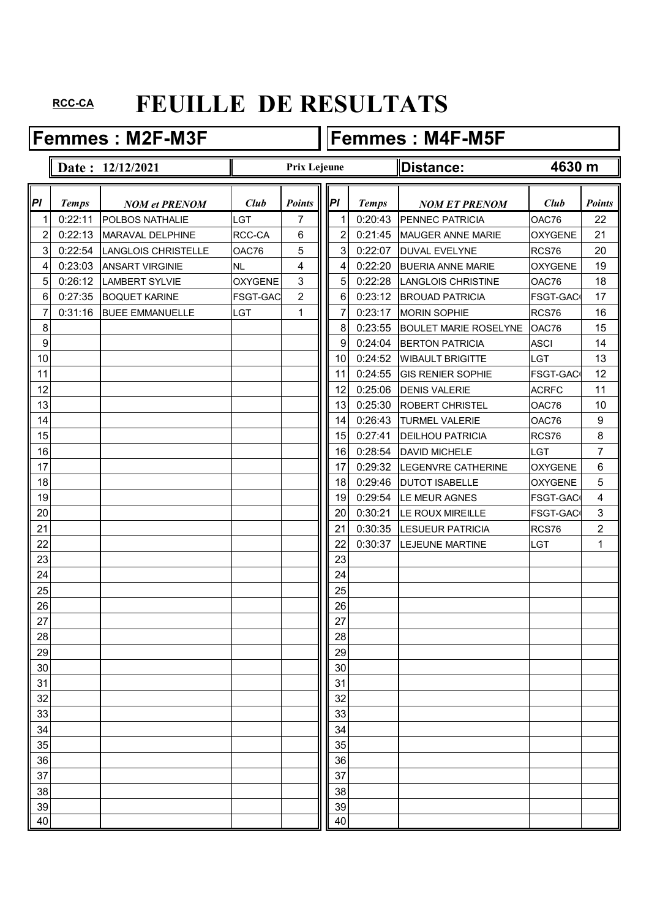RCC-CA

# FEUILLE DE RESULTATS

## Femmes : M2F-M3F

## Femmes : M4F-M5F

**Date : 12/12/2021** | **Prix Lejeune** | **Distance: 4630 m**

| Pl | Temps | NOM et PRENOM | Club | Points | Pl | Temps | NOM ET PRENOM | Club | Points |
|---|---|---|---|---|---|---|---|---|---|
| 1 | 0:22:11 | POLBOS NATHALIE | LGT | 7 | 1 | 0:20:43 | PENNEC PATRICIA | OAC76 | 22 |
| 2 | 0:22:13 | MARAVAL DELPHINE | RCC-CA | 6 | 2 | 0:21:45 | MAUGER ANNE MARIE | OXYGENE | 21 |
| 3 | 0:22:54 | LANGLOIS CHRISTELLE | OAC76 | 5 | 3 | 0:22:07 | DUVAL EVELYNE | RCS76 | 20 |
| 4 | 0:23:03 | ANSART VIRGINIE | NL | 4 | 4 | 0:22:20 | BUERIA ANNE MARIE | OXYGENE | 19 |
| 5 | 0:26:12 | LAMBERT SYLVIE | OXYGENE | 3 | 5 | 0:22:28 | LANGLOIS CHRISTINE | OAC76 | 18 |
| 6 | 0:27:35 | BOQUET KARINE | FSGT-GAC | 2 | 6 | 0:23:12 | BROUAD PATRICIA | FSGT-GAC | 17 |
| 7 | 0:31:16 | BUEE EMMANUELLE | LGT | 1 | 7 | 0:23:17 | MORIN SOPHIE | RCS76 | 16 |
| 8 | | | | | 8 | 0:23:55 | BOULET MARIE ROSELYNE | OAC76 | 15 |
| 9 | | | | | 9 | 0:24:04 | BERTON PATRICIA | ASCI | 14 |
| 10 | | | | | 10 | 0:24:52 | WIBAULT BRIGITTE | LGT | 13 |
| 11 | | | | | 11 | 0:24:55 | GIS RENIER SOPHIE | FSGT-GAC | 12 |
| 12 | | | | | 12 | 0:25:06 | DENIS VALERIE | ACRFC | 11 |
| 13 | | | | | 13 | 0:25:30 | ROBERT CHRISTEL | OAC76 | 10 |
| 14 | | | | | 14 | 0:26:43 | TURMEL VALERIE | OAC76 | 9 |
| 15 | | | | | 15 | 0:27:41 | DEILHOU PATRICIA | RCS76 | 8 |
| 16 | | | | | 16 | 0:28:54 | DAVID MICHELE | LGT | 7 |
| 17 | | | | | 17 | 0:29:32 | LEGENVRE CATHERINE | OXYGENE | 6 |
| 18 | | | | | 18 | 0:29:46 | DUTOT ISABELLE | OXYGENE | 5 |
| 19 | | | | | 19 | 0:29:54 | LE MEUR AGNES | FSGT-GAC | 4 |
| 20 | | | | | 20 | 0:30:21 | LE ROUX MIREILLE | FSGT-GAC | 3 |
| 21 | | | | | 21 | 0:30:35 | LESUEUR PATRICIA | RCS76 | 2 |
| 22 | | | | | 22 | 0:30:37 | LEJEUNE MARTINE | LGT | 1 |
| 23 | | | | | 23 | | | | |
| 24 | | | | | 24 | | | | |
| 25 | | | | | 25 | | | | |
| 26 | | | | | 26 | | | | |
| 27 | | | | | 27 | | | | |
| 28 | | | | | 28 | | | | |
| 29 | | | | | 29 | | | | |
| 30 | | | | | 30 | | | | |
| 31 | | | | | 31 | | | | |
| 32 | | | | | 32 | | | | |
| 33 | | | | | 33 | | | | |
| 34 | | | | | 34 | | | | |
| 35 | | | | | 35 | | | | |
| 36 | | | | | 36 | | | | |
| 37 | | | | | 37 | | | | |
| 38 | | | | | 38 | | | | |
| 39 | | | | | 39 | | | | |
| 40 | | | | | 40 | | | | |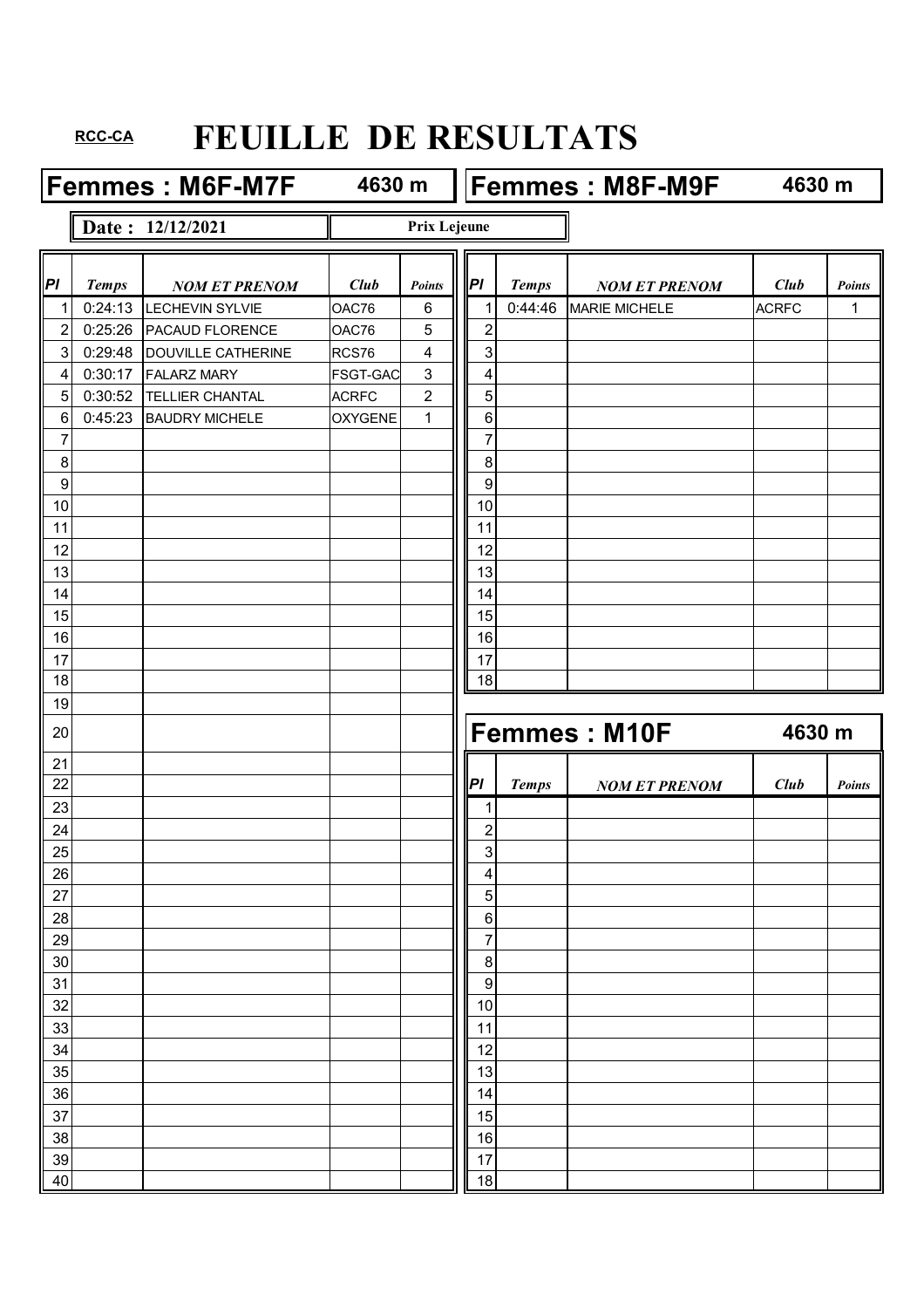RCC-CA

# FEUILLE DE RESULTATS

## Femmes : M6F-M7F 4630 m

**Date : 12/12/2021** — **Prix Lejeune**

| Pl | Temps | NOM ET PRENOM | Club | Points |
|---|---|---|---|---|
| 1 | 0:24:13 | LECHEVIN SYLVIE | OAC76 | 6 |
| 2 | 0:25:26 | PACAUD FLORENCE | OAC76 | 5 |
| 3 | 0:29:48 | DOUVILLE CATHERINE | RCS76 | 4 |
| 4 | 0:30:17 | FALARZ MARY | FSGT-GAC | 3 |
| 5 | 0:30:52 | TELLIER CHANTAL | ACRFC | 2 |
| 6 | 0:45:23 | BAUDRY MICHELE | OXYGENE | 1 |
| 7 | | | | |
| 8 | | | | |
| 9 | | | | |
| 10 | | | | |
| 11 | | | | |
| 12 | | | | |
| 13 | | | | |
| 14 | | | | |
| 15 | | | | |
| 16 | | | | |
| 17 | | | | |
| 18 | | | | |
| 19 | | | | |
| 20 | | | | |
| 21 | | | | |
| 22 | | | | |
| 23 | | | | |
| 24 | | | | |
| 25 | | | | |
| 26 | | | | |
| 27 | | | | |
| 28 | | | | |
| 29 | | | | |
| 30 | | | | |
| 31 | | | | |
| 32 | | | | |
| 33 | | | | |
| 34 | | | | |
| 35 | | | | |
| 36 | | | | |
| 37 | | | | |
| 38 | | | | |
| 39 | | | | |
| 40 | | | | |

## Femmes : M8F-M9F 4630 m

| Pl | Temps | NOM ET PRENOM | Club | Points |
|---|---|---|---|---|
| 1 | 0:44:46 | MARIE MICHELE | ACRFC | 1 |
| 2 | | | | |
| 3 | | | | |
| 4 | | | | |
| 5 | | | | |
| 6 | | | | |
| 7 | | | | |
| 8 | | | | |
| 9 | | | | |
| 10 | | | | |
| 11 | | | | |
| 12 | | | | |
| 13 | | | | |
| 14 | | | | |
| 15 | | | | |
| 16 | | | | |
| 17 | | | | |
| 18 | | | | |

## Femmes : M10F 4630 m

| Pl | Temps | NOM ET PRENOM | Club | Points |
|---|---|---|---|---|
| 1 | | | | |
| 2 | | | | |
| 3 | | | | |
| 4 | | | | |
| 5 | | | | |
| 6 | | | | |
| 7 | | | | |
| 8 | | | | |
| 9 | | | | |
| 10 | | | | |
| 11 | | | | |
| 12 | | | | |
| 13 | | | | |
| 14 | | | | |
| 15 | | | | |
| 16 | | | | |
| 17 | | | | |
| 18 | | | | |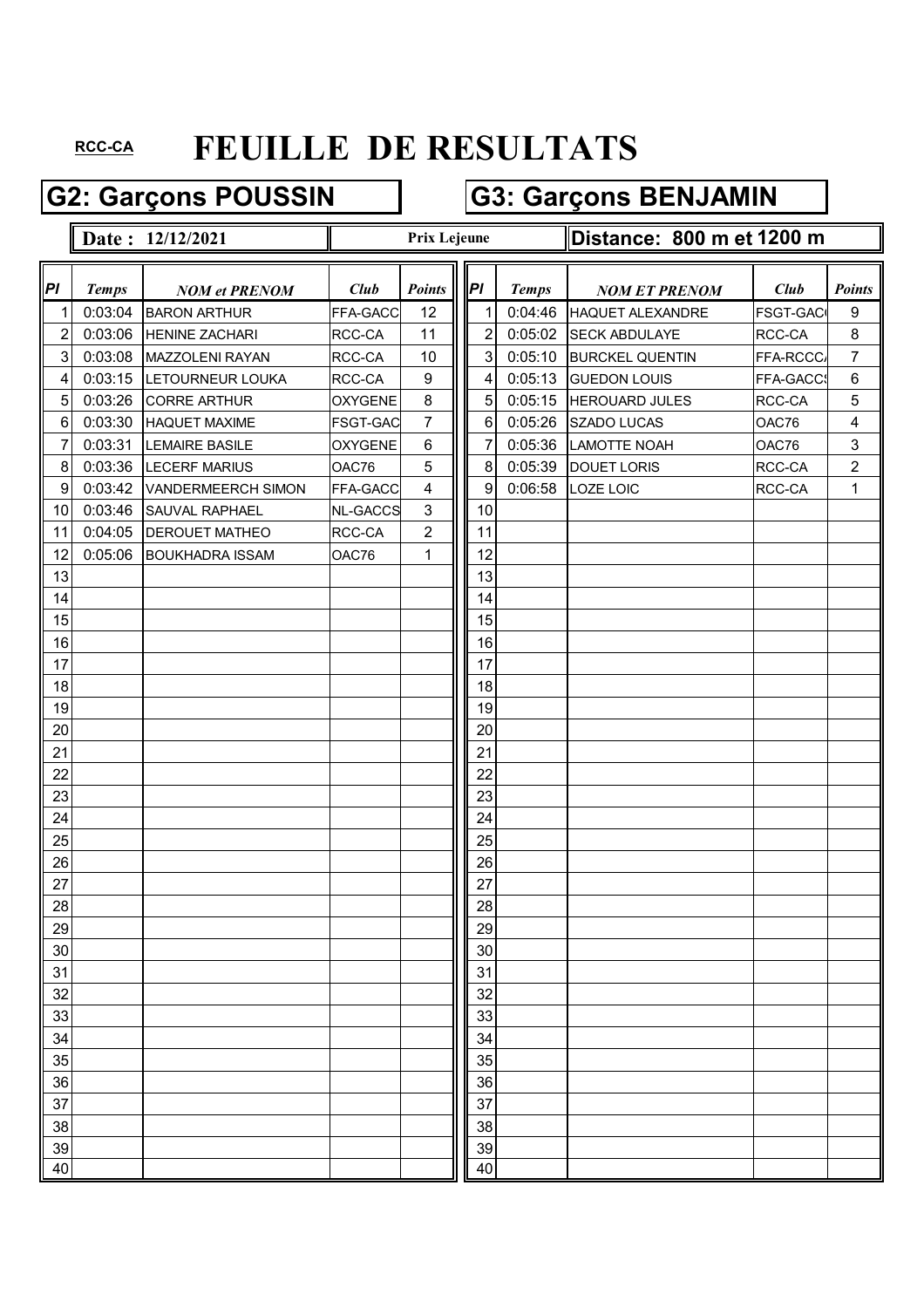RCC-CA

# FEUILLE DE RESULTATS

## G2: Garçons POUSSIN

## G3: Garçons BENJAMIN

**Date : 12/12/2021** | **Prix Lejeune** | **Distance: 800 m et 1200 m**

| Pl | Temps | NOM et PRENOM | Club | Points | Pl | Temps | NOM ET PRENOM | Club | Points |
|---|---|---|---|---|---|---|---|---|---|
| 1 | 0:03:04 | BARON ARTHUR | FFA-GACC | 12 | 1 | 0:04:46 | HAQUET ALEXANDRE | FSGT-GAC | 9 |
| 2 | 0:03:06 | HENINE ZACHARI | RCC-CA | 11 | 2 | 0:05:02 | SECK ABDULAYE | RCC-CA | 8 |
| 3 | 0:03:08 | MAZZOLENI RAYAN | RCC-CA | 10 | 3 | 0:05:10 | BURCKEL QUENTIN | FFA-RCCC | 7 |
| 4 | 0:03:15 | LETOURNEUR LOUKA | RCC-CA | 9 | 4 | 0:05:13 | GUEDON LOUIS | FFA-GACC | 6 |
| 5 | 0:03:26 | CORRE ARTHUR | OXYGENE | 8 | 5 | 0:05:15 | HEROUARD JULES | RCC-CA | 5 |
| 6 | 0:03:30 | HAQUET MAXIME | FSGT-GAC | 7 | 6 | 0:05:26 | SZADO LUCAS | OAC76 | 4 |
| 7 | 0:03:31 | LEMAIRE BASILE | OXYGENE | 6 | 7 | 0:05:36 | LAMOTTE NOAH | OAC76 | 3 |
| 8 | 0:03:36 | LECERF MARIUS | OAC76 | 5 | 8 | 0:05:39 | DOUET LORIS | RCC-CA | 2 |
| 9 | 0:03:42 | VANDERMEERCH SIMON | FFA-GACC | 4 | 9 | 0:06:58 | LOZE LOIC | RCC-CA | 1 |
| 10 | 0:03:46 | SAUVAL RAPHAEL | NL-GACCS | 3 | 10 | | | | |
| 11 | 0:04:05 | DEROUET MATHEO | RCC-CA | 2 | 11 | | | | |
| 12 | 0:05:06 | BOUKHADRA ISSAM | OAC76 | 1 | 12 | | | | |
| 13 | | | | | 13 | | | | |
| 14 | | | | | 14 | | | | |
| 15 | | | | | 15 | | | | |
| 16 | | | | | 16 | | | | |
| 17 | | | | | 17 | | | | |
| 18 | | | | | 18 | | | | |
| 19 | | | | | 19 | | | | |
| 20 | | | | | 20 | | | | |
| 21 | | | | | 21 | | | | |
| 22 | | | | | 22 | | | | |
| 23 | | | | | 23 | | | | |
| 24 | | | | | 24 | | | | |
| 25 | | | | | 25 | | | | |
| 26 | | | | | 26 | | | | |
| 27 | | | | | 27 | | | | |
| 28 | | | | | 28 | | | | |
| 29 | | | | | 29 | | | | |
| 30 | | | | | 30 | | | | |
| 31 | | | | | 31 | | | | |
| 32 | | | | | 32 | | | | |
| 33 | | | | | 33 | | | | |
| 34 | | | | | 34 | | | | |
| 35 | | | | | 35 | | | | |
| 36 | | | | | 36 | | | | |
| 37 | | | | | 37 | | | | |
| 38 | | | | | 38 | | | | |
| 39 | | | | | 39 | | | | |
| 40 | | | | | 40 | | | | |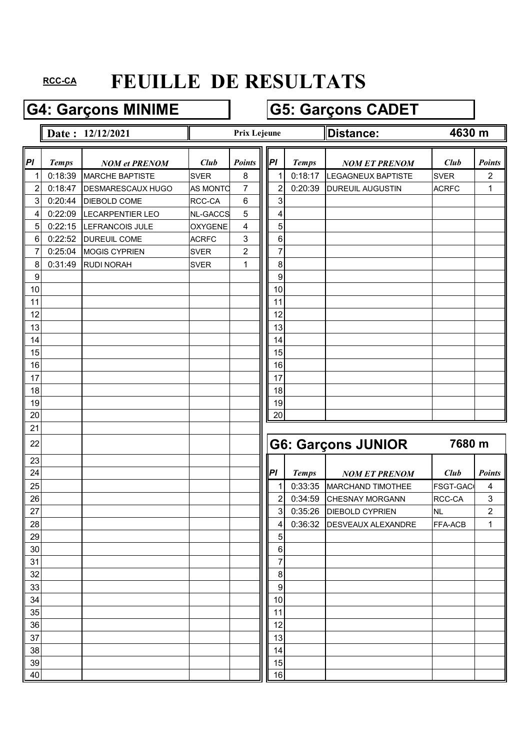RCC-CA

# FEUILLE DE RESULTATS

## G4: Garçons MINIME

**Date : 12/12/2021** — **Prix Lejeune**

| Pl | Temps | NOM et PRENOM | Club | Points |
|---|---|---|---|---|
| 1 | 0:18:39 | MARCHE BAPTISTE | SVER | 8 |
| 2 | 0:18:47 | DESMARESCAUX HUGO | AS MONTC | 7 |
| 3 | 0:20:44 | DIEBOLD COME | RCC-CA | 6 |
| 4 | 0:22:09 | LECARPENTIER LEO | NL-GACCS | 5 |
| 5 | 0:22:15 | LEFRANCOIS JULE | OXYGENE | 4 |
| 6 | 0:22:52 | DUREUIL COME | ACRFC | 3 |
| 7 | 0:25:04 | MOGIS CYPRIEN | SVER | 2 |
| 8 | 0:31:49 | RUDI NORAH | SVER | 1 |
| 9 | | | | |
| 10 | | | | |
| 11 | | | | |
| 12 | | | | |
| 13 | | | | |
| 14 | | | | |
| 15 | | | | |
| 16 | | | | |
| 17 | | | | |
| 18 | | | | |
| 19 | | | | |
| 20 | | | | |
| 21 | | | | |
| 22 | | | | |
| 23 | | | | |
| 24 | | | | |
| 25 | | | | |
| 26 | | | | |
| 27 | | | | |
| 28 | | | | |
| 29 | | | | |
| 30 | | | | |
| 31 | | | | |
| 32 | | | | |
| 33 | | | | |
| 34 | | | | |
| 35 | | | | |
| 36 | | | | |
| 37 | | | | |
| 38 | | | | |
| 39 | | | | |
| 40 | | | | |

## G5: Garçons CADET

**Distance: 4630 m**

| Pl | Temps | NOM ET PRENOM | Club | Points |
|---|---|---|---|---|
| 1 | 0:18:17 | LEGAGNEUX BAPTISTE | SVER | 2 |
| 2 | 0:20:39 | DUREUIL AUGUSTIN | ACRFC | 1 |
| 3 | | | | |
| 4 | | | | |
| 5 | | | | |
| 6 | | | | |
| 7 | | | | |
| 8 | | | | |
| 9 | | | | |
| 10 | | | | |
| 11 | | | | |
| 12 | | | | |
| 13 | | | | |
| 14 | | | | |
| 15 | | | | |
| 16 | | | | |
| 17 | | | | |
| 18 | | | | |
| 19 | | | | |
| 20 | | | | |

## G6: Garçons JUNIOR

**7680 m**

| Pl | Temps | NOM ET PRENOM | Club | Points |
|---|---|---|---|---|
| 1 | 0:33:35 | MARCHAND TIMOTHEE | FSGT-GAC( | 4 |
| 2 | 0:34:59 | CHESNAY MORGANN | RCC-CA | 3 |
| 3 | 0:35:26 | DIEBOLD CYPRIEN | NL | 2 |
| 4 | 0:36:32 | DESVEAUX ALEXANDRE | FFA-ACB | 1 |
| 5 | | | | |
| 6 | | | | |
| 7 | | | | |
| 8 | | | | |
| 9 | | | | |
| 10 | | | | |
| 11 | | | | |
| 12 | | | | |
| 13 | | | | |
| 14 | | | | |
| 15 | | | | |
| 16 | | | | |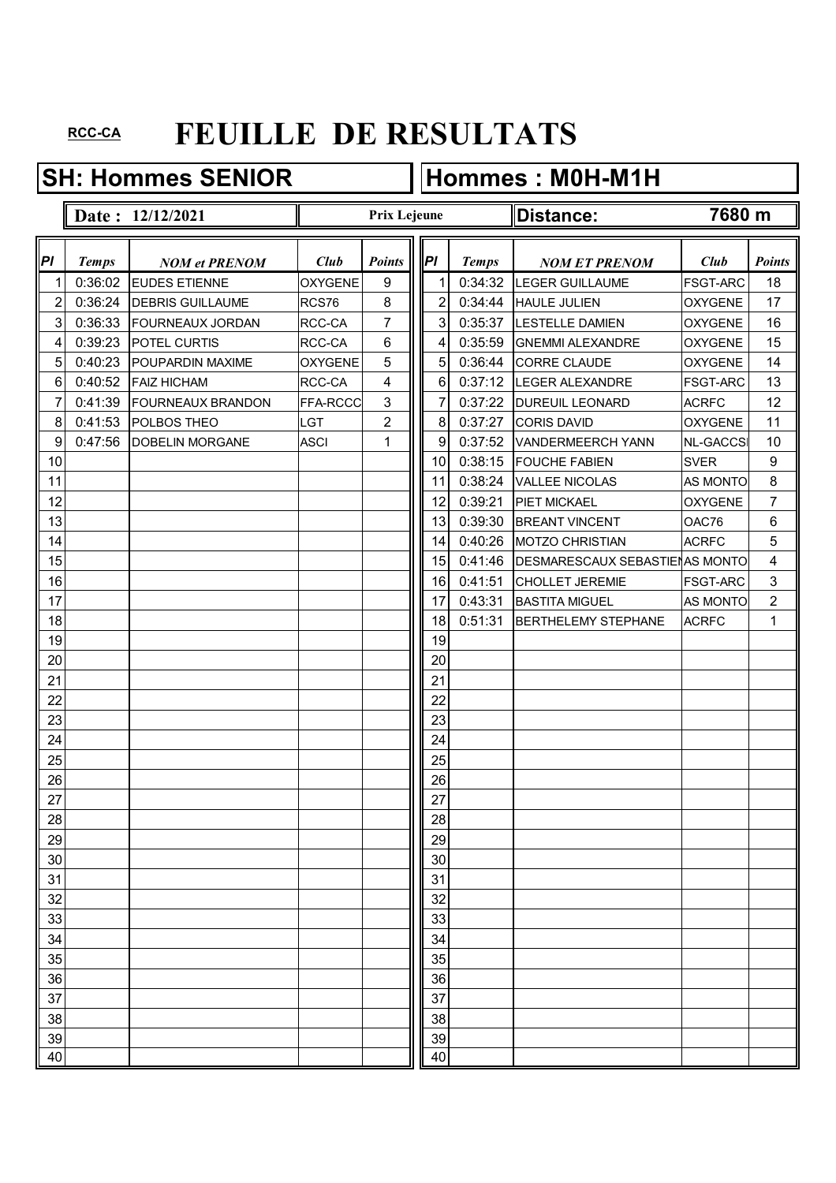**RCC-CA**

# FEUILLE DE RESULTATS

## SH: Hommes SENIOR

## Hommes : M0H-M1H

**Date : 12/12/2021** | **Prix Lejeune** | **Distance: 7680 m**

| Pl | Temps | NOM et PRENOM | Club | Points | Pl | Temps | NOM ET PRENOM | Club | Points |
|---|---|---|---|---|---|---|---|---|---|
| 1 | 0:36:02 | EUDES ETIENNE | OXYGENE | 9 | 1 | 0:34:32 | LEGER GUILLAUME | FSGT-ARC | 18 |
| 2 | 0:36:24 | DEBRIS GUILLAUME | RCS76 | 8 | 2 | 0:34:44 | HAULE JULIEN | OXYGENE | 17 |
| 3 | 0:36:33 | FOURNEAUX JORDAN | RCC-CA | 7 | 3 | 0:35:37 | LESTELLE DAMIEN | OXYGENE | 16 |
| 4 | 0:39:23 | POTEL CURTIS | RCC-CA | 6 | 4 | 0:35:59 | GNEMMI ALEXANDRE | OXYGENE | 15 |
| 5 | 0:40:23 | POUPARDIN MAXIME | OXYGENE | 5 | 5 | 0:36:44 | CORRE CLAUDE | OXYGENE | 14 |
| 6 | 0:40:52 | FAIZ HICHAM | RCC-CA | 4 | 6 | 0:37:12 | LEGER ALEXANDRE | FSGT-ARC | 13 |
| 7 | 0:41:39 | FOURNEAUX BRANDON | FFA-RCCC | 3 | 7 | 0:37:22 | DUREUIL LEONARD | ACRFC | 12 |
| 8 | 0:41:53 | POLBOS THEO | LGT | 2 | 8 | 0:37:27 | CORIS DAVID | OXYGENE | 11 |
| 9 | 0:47:56 | DOBELIN MORGANE | ASCI | 1 | 9 | 0:37:52 | VANDERMEERCH YANN | NL-GACCS | 10 |
| 10 | | | | | 10 | 0:38:15 | FOUCHE FABIEN | SVER | 9 |
| 11 | | | | | 11 | 0:38:24 | VALLEE NICOLAS | AS MONTO | 8 |
| 12 | | | | | 12 | 0:39:21 | PIET MICKAEL | OXYGENE | 7 |
| 13 | | | | | 13 | 0:39:30 | BREANT VINCENT | OAC76 | 6 |
| 14 | | | | | 14 | 0:40:26 | MOTZO CHRISTIAN | ACRFC | 5 |
| 15 | | | | | 15 | 0:41:46 | DESMARESCAUX SEBASTIEN | AS MONTO | 4 |
| 16 | | | | | 16 | 0:41:51 | CHOLLET JEREMIE | FSGT-ARC | 3 |
| 17 | | | | | 17 | 0:43:31 | BASTITA MIGUEL | AS MONTO | 2 |
| 18 | | | | | 18 | 0:51:31 | BERTHELEMY STEPHANE | ACRFC | 1 |
| 19 | | | | | 19 | | | | |
| 20 | | | | | 20 | | | | |
| 21 | | | | | 21 | | | | |
| 22 | | | | | 22 | | | | |
| 23 | | | | | 23 | | | | |
| 24 | | | | | 24 | | | | |
| 25 | | | | | 25 | | | | |
| 26 | | | | | 26 | | | | |
| 27 | | | | | 27 | | | | |
| 28 | | | | | 28 | | | | |
| 29 | | | | | 29 | | | | |
| 30 | | | | | 30 | | | | |
| 31 | | | | | 31 | | | | |
| 32 | | | | | 32 | | | | |
| 33 | | | | | 33 | | | | |
| 34 | | | | | 34 | | | | |
| 35 | | | | | 35 | | | | |
| 36 | | | | | 36 | | | | |
| 37 | | | | | 37 | | | | |
| 38 | | | | | 38 | | | | |
| 39 | | | | | 39 | | | | |
| 40 | | | | | 40 | | | | |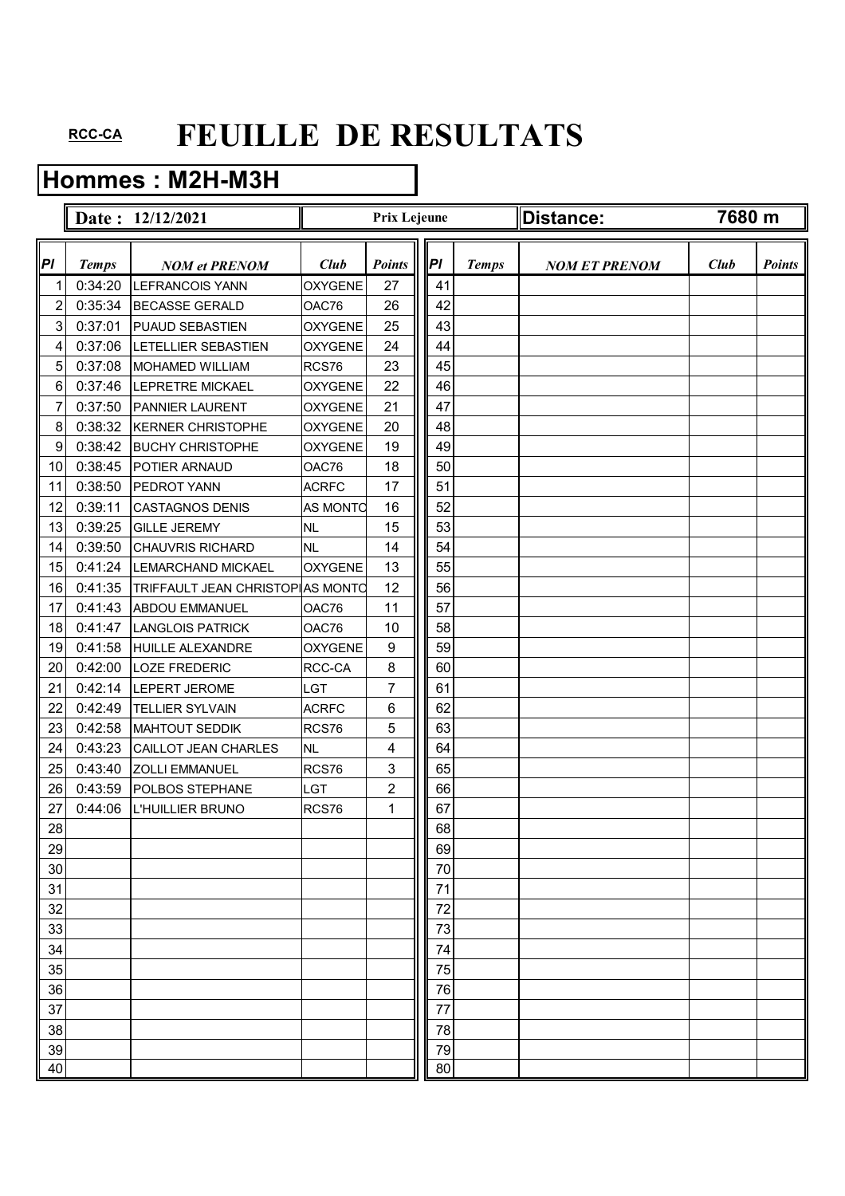RCC-CA

# FEUILLE DE RESULTATS

## Hommes : M2H-M3H

| Date : 12/12/2021 | | Prix Lejeune | | Distance: | 7680 m |
|---|---|---|---|---|---|

| Pl | Temps | NOM et PRENOM | Club | Points | Pl | Temps | NOM ET PRENOM | Club | Points |
|---|---|---|---|---|---|---|---|---|---|
| 1 | 0:34:20 | LEFRANCOIS YANN | OXYGENE | 27 | 41 | | | | |
| 2 | 0:35:34 | BECASSE GERALD | OAC76 | 26 | 42 | | | | |
| 3 | 0:37:01 | PUAUD SEBASTIEN | OXYGENE | 25 | 43 | | | | |
| 4 | 0:37:06 | LETELLIER SEBASTIEN | OXYGENE | 24 | 44 | | | | |
| 5 | 0:37:08 | MOHAMED WILLIAM | RCS76 | 23 | 45 | | | | |
| 6 | 0:37:46 | LEPRETRE MICKAEL | OXYGENE | 22 | 46 | | | | |
| 7 | 0:37:50 | PANNIER LAURENT | OXYGENE | 21 | 47 | | | | |
| 8 | 0:38:32 | KERNER CHRISTOPHE | OXYGENE | 20 | 48 | | | | |
| 9 | 0:38:42 | BUCHY CHRISTOPHE | OXYGENE | 19 | 49 | | | | |
| 10 | 0:38:45 | POTIER ARNAUD | OAC76 | 18 | 50 | | | | |
| 11 | 0:38:50 | PEDROT YANN | ACRFC | 17 | 51 | | | | |
| 12 | 0:39:11 | CASTAGNOS DENIS | AS MONTC | 16 | 52 | | | | |
| 13 | 0:39:25 | GILLE JEREMY | NL | 15 | 53 | | | | |
| 14 | 0:39:50 | CHAUVRIS RICHARD | NL | 14 | 54 | | | | |
| 15 | 0:41:24 | LEMARCHAND MICKAEL | OXYGENE | 13 | 55 | | | | |
| 16 | 0:41:35 | TRIFFAULT JEAN CHRISTOPI | AS MONTC | 12 | 56 | | | | |
| 17 | 0:41:43 | ABDOU EMMANUEL | OAC76 | 11 | 57 | | | | |
| 18 | 0:41:47 | LANGLOIS PATRICK | OAC76 | 10 | 58 | | | | |
| 19 | 0:41:58 | HUILLE ALEXANDRE | OXYGENE | 9 | 59 | | | | |
| 20 | 0:42:00 | LOZE FREDERIC | RCC-CA | 8 | 60 | | | | |
| 21 | 0:42:14 | LEPERT JEROME | LGT | 7 | 61 | | | | |
| 22 | 0:42:49 | TELLIER SYLVAIN | ACRFC | 6 | 62 | | | | |
| 23 | 0:42:58 | MAHTOUT SEDDIK | RCS76 | 5 | 63 | | | | |
| 24 | 0:43:23 | CAILLOT JEAN CHARLES | NL | 4 | 64 | | | | |
| 25 | 0:43:40 | ZOLLI EMMANUEL | RCS76 | 3 | 65 | | | | |
| 26 | 0:43:59 | POLBOS STEPHANE | LGT | 2 | 66 | | | | |
| 27 | 0:44:06 | L'HUILLIER BRUNO | RCS76 | 1 | 67 | | | | |
| 28 | | | | | 68 | | | | |
| 29 | | | | | 69 | | | | |
| 30 | | | | | 70 | | | | |
| 31 | | | | | 71 | | | | |
| 32 | | | | | 72 | | | | |
| 33 | | | | | 73 | | | | |
| 34 | | | | | 74 | | | | |
| 35 | | | | | 75 | | | | |
| 36 | | | | | 76 | | | | |
| 37 | | | | | 77 | | | | |
| 38 | | | | | 78 | | | | |
| 39 | | | | | 79 | | | | |
| 40 | | | | | 80 | | | | |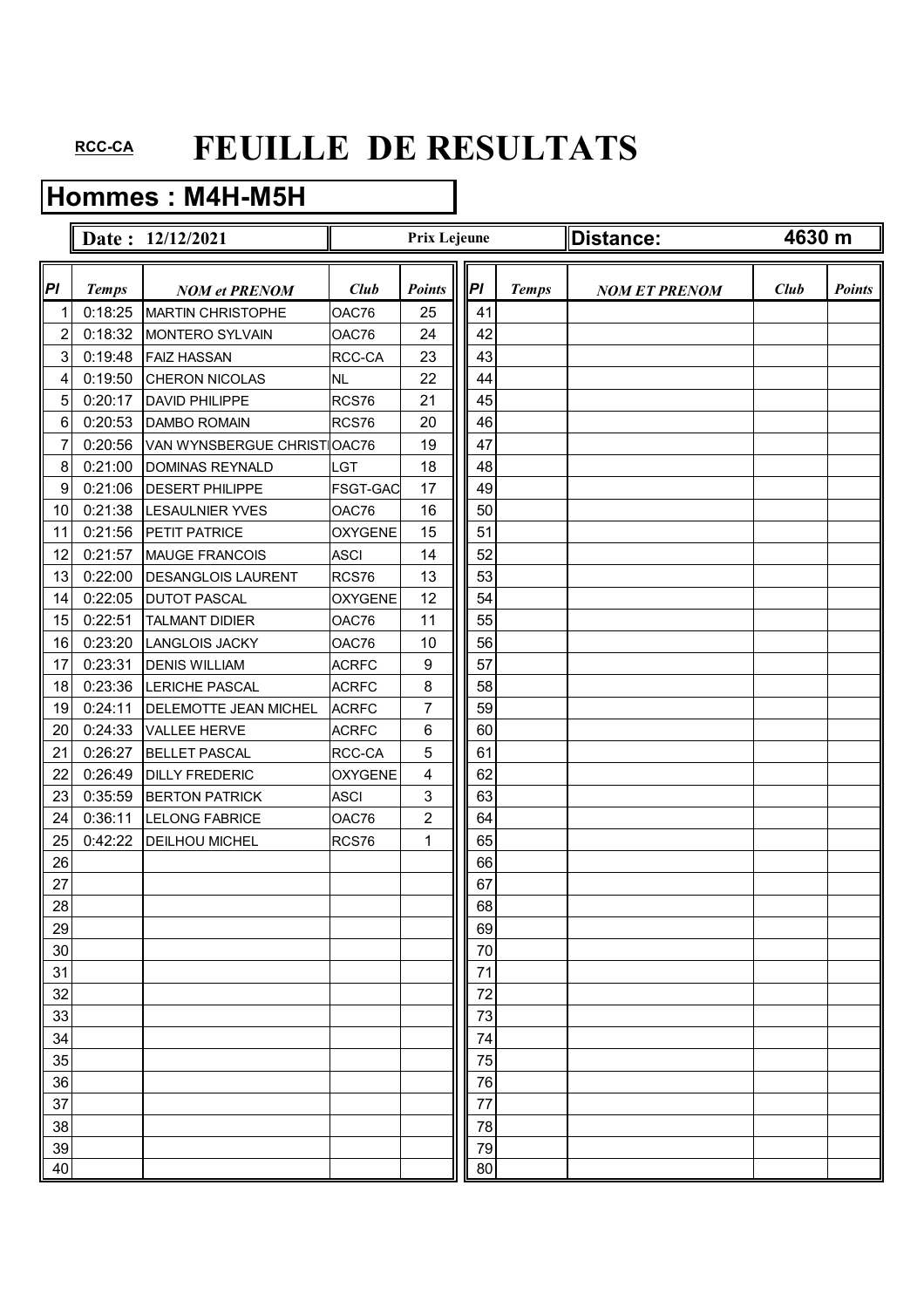RCC-CA

# FEUILLE DE RESULTATS

## Hommes : M4H-M5H

| Date : 12/12/2021 | | Prix Lejeune | | Distance: | 4630 m |
|---|---|---|---|---|---|

| Pl | Temps | NOM et PRENOM | Club | Points | Pl | Temps | NOM ET PRENOM | Club | Points |
|---|---|---|---|---|---|---|---|---|---|
| 1 | 0:18:25 | MARTIN CHRISTOPHE | OAC76 | 25 | 41 | | | | |
| 2 | 0:18:32 | MONTERO SYLVAIN | OAC76 | 24 | 42 | | | | |
| 3 | 0:19:48 | FAIZ HASSAN | RCC-CA | 23 | 43 | | | | |
| 4 | 0:19:50 | CHERON NICOLAS | NL | 22 | 44 | | | | |
| 5 | 0:20:17 | DAVID PHILIPPE | RCS76 | 21 | 45 | | | | |
| 6 | 0:20:53 | DAMBO ROMAIN | RCS76 | 20 | 46 | | | | |
| 7 | 0:20:56 | VAN WYNSBERGUE CHRISTI | OAC76 | 19 | 47 | | | | |
| 8 | 0:21:00 | DOMINAS REYNALD | LGT | 18 | 48 | | | | |
| 9 | 0:21:06 | DESERT PHILIPPE | FSGT-GAC | 17 | 49 | | | | |
| 10 | 0:21:38 | LESAULNIER YVES | OAC76 | 16 | 50 | | | | |
| 11 | 0:21:56 | PETIT PATRICE | OXYGENE | 15 | 51 | | | | |
| 12 | 0:21:57 | MAUGE FRANCOIS | ASCI | 14 | 52 | | | | |
| 13 | 0:22:00 | DESANGLOIS LAURENT | RCS76 | 13 | 53 | | | | |
| 14 | 0:22:05 | DUTOT PASCAL | OXYGENE | 12 | 54 | | | | |
| 15 | 0:22:51 | TALMANT DIDIER | OAC76 | 11 | 55 | | | | |
| 16 | 0:23:20 | LANGLOIS JACKY | OAC76 | 10 | 56 | | | | |
| 17 | 0:23:31 | DENIS WILLIAM | ACRFC | 9 | 57 | | | | |
| 18 | 0:23:36 | LERICHE PASCAL | ACRFC | 8 | 58 | | | | |
| 19 | 0:24:11 | DELEMOTTE JEAN MICHEL | ACRFC | 7 | 59 | | | | |
| 20 | 0:24:33 | VALLEE HERVE | ACRFC | 6 | 60 | | | | |
| 21 | 0:26:27 | BELLET PASCAL | RCC-CA | 5 | 61 | | | | |
| 22 | 0:26:49 | DILLY FREDERIC | OXYGENE | 4 | 62 | | | | |
| 23 | 0:35:59 | BERTON PATRICK | ASCI | 3 | 63 | | | | |
| 24 | 0:36:11 | LELONG FABRICE | OAC76 | 2 | 64 | | | | |
| 25 | 0:42:22 | DEILHOU MICHEL | RCS76 | 1 | 65 | | | | |
| 26 | | | | | 66 | | | | |
| 27 | | | | | 67 | | | | |
| 28 | | | | | 68 | | | | |
| 29 | | | | | 69 | | | | |
| 30 | | | | | 70 | | | | |
| 31 | | | | | 71 | | | | |
| 32 | | | | | 72 | | | | |
| 33 | | | | | 73 | | | | |
| 34 | | | | | 74 | | | | |
| 35 | | | | | 75 | | | | |
| 36 | | | | | 76 | | | | |
| 37 | | | | | 77 | | | | |
| 38 | | | | | 78 | | | | |
| 39 | | | | | 79 | | | | |
| 40 | | | | | 80 | | | | |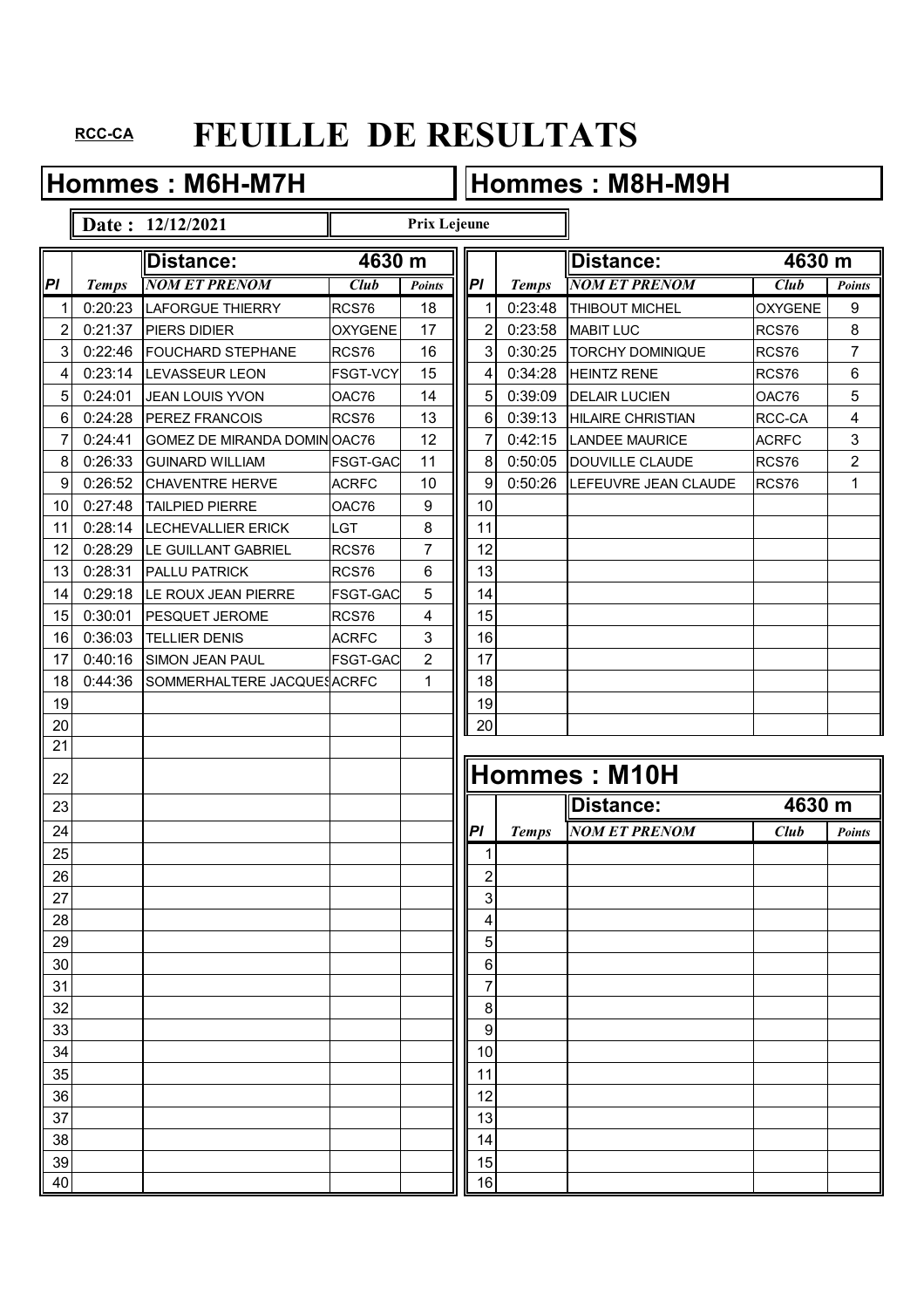RCC-CA

# FEUILLE DE RESULTATS

**Date : 12/12/2021** — **Prix Lejeune**

## Hommes : M6H-M7H

Distance: 4630 m

| Pl | Temps | NOM ET PRENOM | Club | Points |
|---|---|---|---|---|
| 1 | 0:20:23 | LAFORGUE THIERRY | RCS76 | 18 |
| 2 | 0:21:37 | PIERS DIDIER | OXYGENE | 17 |
| 3 | 0:22:46 | FOUCHARD STEPHANE | RCS76 | 16 |
| 4 | 0:23:14 | LEVASSEUR LEON | FSGT-VCY | 15 |
| 5 | 0:24:01 | JEAN LOUIS YVON | OAC76 | 14 |
| 6 | 0:24:28 | PEREZ FRANCOIS | RCS76 | 13 |
| 7 | 0:24:41 | GOMEZ DE MIRANDA DOMIN | OAC76 | 12 |
| 8 | 0:26:33 | GUINARD WILLIAM | FSGT-GAC | 11 |
| 9 | 0:26:52 | CHAVENTRE HERVE | ACRFC | 10 |
| 10 | 0:27:48 | TAILPIED PIERRE | OAC76 | 9 |
| 11 | 0:28:14 | LECHEVALLIER ERICK | LGT | 8 |
| 12 | 0:28:29 | LE GUILLANT GABRIEL | RCS76 | 7 |
| 13 | 0:28:31 | PALLU PATRICK | RCS76 | 6 |
| 14 | 0:29:18 | LE ROUX JEAN PIERRE | FSGT-GAC | 5 |
| 15 | 0:30:01 | PESQUET JEROME | RCS76 | 4 |
| 16 | 0:36:03 | TELLIER DENIS | ACRFC | 3 |
| 17 | 0:40:16 | SIMON JEAN PAUL | FSGT-GAC | 2 |
| 18 | 0:44:36 | SOMMERHALTERE JACQUES | ACRFC | 1 |
| 19 | | | | |
| 20 | | | | |
| 21 | | | | |
| 22 | | | | |
| 23 | | | | |
| 24 | | | | |
| 25 | | | | |
| 26 | | | | |
| 27 | | | | |
| 28 | | | | |
| 29 | | | | |
| 30 | | | | |
| 31 | | | | |
| 32 | | | | |
| 33 | | | | |
| 34 | | | | |
| 35 | | | | |
| 36 | | | | |
| 37 | | | | |
| 38 | | | | |
| 39 | | | | |
| 40 | | | | |

## Hommes : M8H-M9H

Distance: 4630 m

| Pl | Temps | NOM ET PRENOM | Club | Points |
|---|---|---|---|---|
| 1 | 0:23:48 | THIBOUT MICHEL | OXYGENE | 9 |
| 2 | 0:23:58 | MABIT LUC | RCS76 | 8 |
| 3 | 0:30:25 | TORCHY DOMINIQUE | RCS76 | 7 |
| 4 | 0:34:28 | HEINTZ RENE | RCS76 | 6 |
| 5 | 0:39:09 | DELAIR LUCIEN | OAC76 | 5 |
| 6 | 0:39:13 | HILAIRE CHRISTIAN | RCC-CA | 4 |
| 7 | 0:42:15 | LANDEE MAURICE | ACRFC | 3 |
| 8 | 0:50:05 | DOUVILLE CLAUDE | RCS76 | 2 |
| 9 | 0:50:26 | LEFEUVRE JEAN CLAUDE | RCS76 | 1 |
| 10 | | | | |
| 11 | | | | |
| 12 | | | | |
| 13 | | | | |
| 14 | | | | |
| 15 | | | | |
| 16 | | | | |
| 17 | | | | |
| 18 | | | | |
| 19 | | | | |
| 20 | | | | |

## Hommes : M10H

Distance: 4630 m

| Pl | Temps | NOM ET PRENOM | Club | Points |
|---|---|---|---|---|
| 1 | | | | |
| 2 | | | | |
| 3 | | | | |
| 4 | | | | |
| 5 | | | | |
| 6 | | | | |
| 7 | | | | |
| 8 | | | | |
| 9 | | | | |
| 10 | | | | |
| 11 | | | | |
| 12 | | | | |
| 13 | | | | |
| 14 | | | | |
| 15 | | | | |
| 16 | | | | |